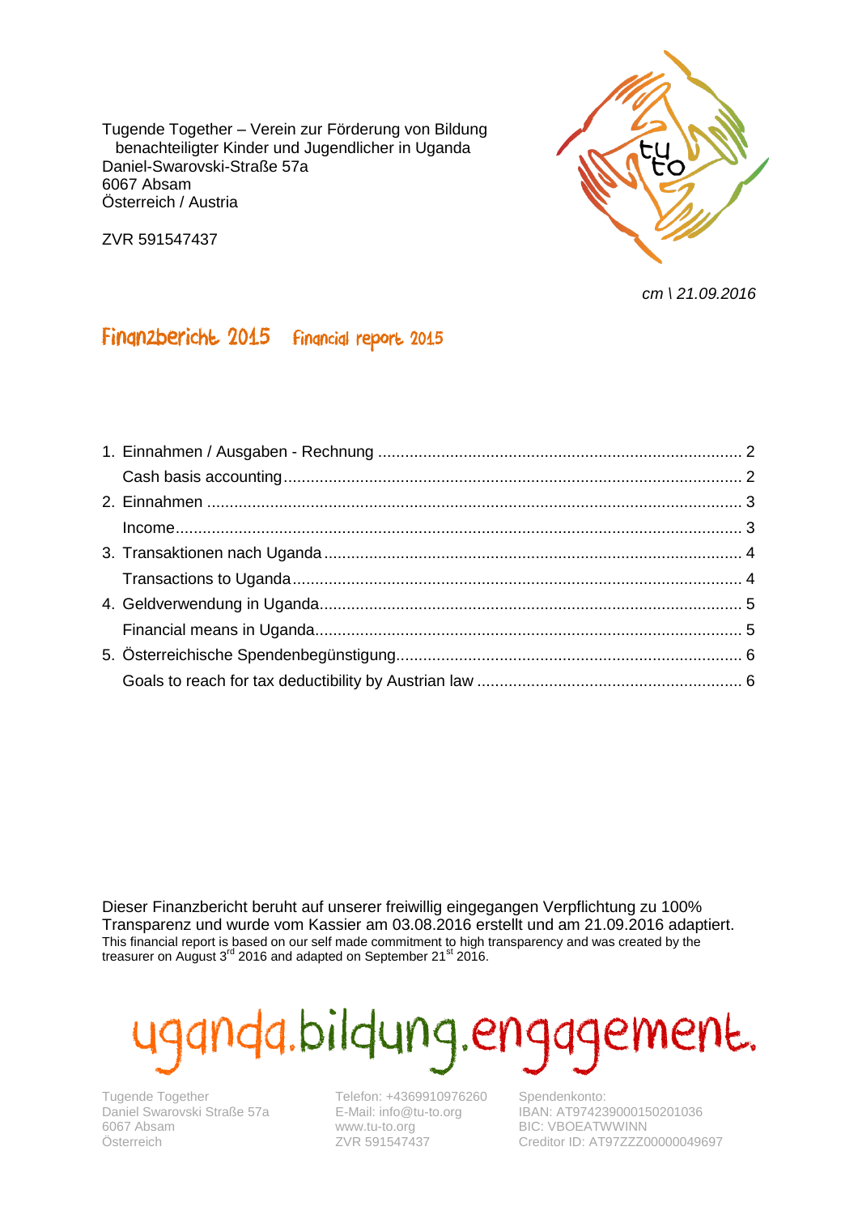Tugende Together – Verein zur Förderung von Bildung benachteiligter Kinder und Jugendlicher in Uganda
Daniel-Swarovski-Straße 57a
6067 Absam
Österreich / Austria

ZVR 591547437

*cm \ 21.09.2016*

# Finanzbericht 2015 Financial report 2015

1. Einnahmen / Ausgaben - Rechnung ..... 2
   Cash basis accounting ..... 2
2. Einnahmen ..... 3
   Income ..... 3
3. Transaktionen nach Uganda ..... 4
   Transactions to Uganda ..... 4
4. Geldverwendung in Uganda ..... 5
   Financial means in Uganda ..... 5
5. Österreichische Spendenbegünstigung ..... 6
   Goals to reach for tax deductibility by Austrian law ..... 6

Dieser Finanzbericht beruht auf unserer freiwillig eingegangen Verpflichtung zu 100% Transparenz und wurde vom Kassier am 03.08.2016 erstellt und am 21.09.2016 adaptiert.
This financial report is based on our self made commitment to high transparency and was created by the treasurer on August 3rd 2016 and adapted on September 21st 2016.

uganda.bildung.engagement.

Tugende Together
Daniel Swarovski Straße 57a
6067 Absam
Österreich

Telefon: +4369910976260
E-Mail: info@tu-to.org
www.tu-to.org
ZVR 591547437

Spendenkonto:
IBAN: AT974239000150201036
BIC: VBOEATWWINN
Creditor ID: AT97ZZZ00000049697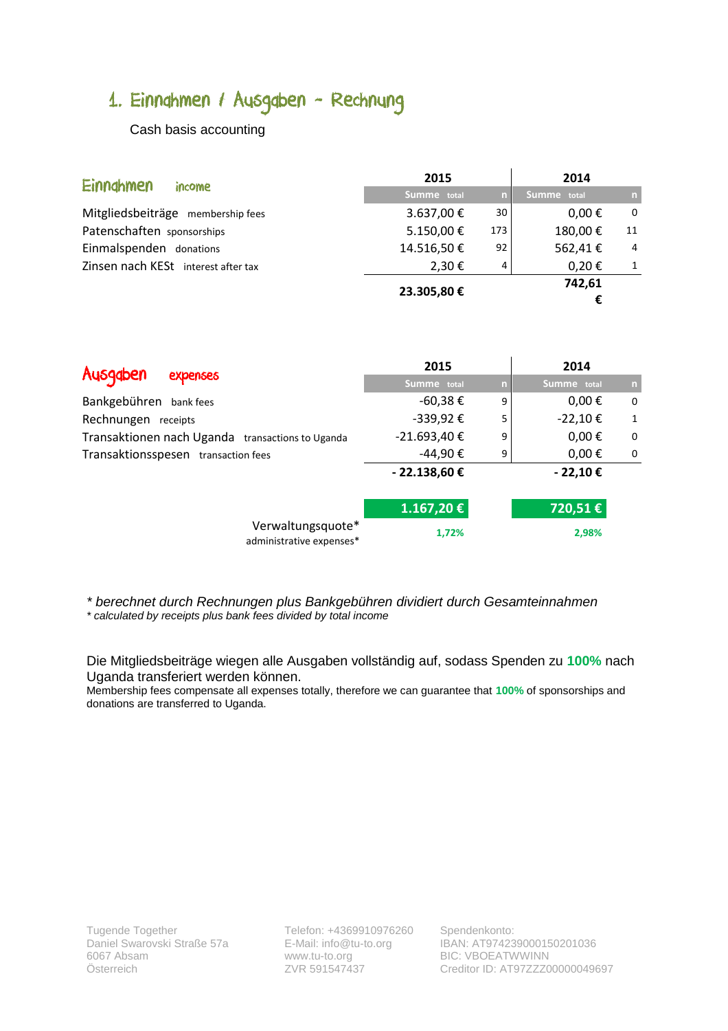# 1. Einnahmen / Ausgaben - Rechnung

Cash basis accounting

| Einnahmen income | 2015 Summe total | n | 2014 Summe total | n |
|---|---|---|---|---|
| Mitgliedsbeiträge membership fees | 3.637,00 € | 30 | 0,00 € | 0 |
| Patenschaften sponsorships | 5.150,00 € | 173 | 180,00 € | 11 |
| Einmalspenden donations | 14.516,50 € | 92 | 562,41 € | 4 |
| Zinsen nach KESt interest after tax | 2,30 € | 4 | 0,20 € | 1 |
| | **23.305,80 €** | | **742,61 €** | |

| Ausgaben expenses | 2015 Summe total | n | 2014 Summe total | n |
|---|---|---|---|---|
| Bankgebühren bank fees | -60,38 € | 9 | 0,00 € | 0 |
| Rechnungen receipts | -339,92 € | 5 | -22,10 € | 1 |
| Transaktionen nach Uganda transactions to Uganda | -21.693,40 € | 9 | 0,00 € | 0 |
| Transaktionsspesen transaction fees | -44,90 € | 9 | 0,00 € | 0 |
| | **- 22.138,60 €** | | **- 22,10 €** | |
| | **1.167,20 €** | | **720,51 €** | |
| Verwaltungsquote* administrative expenses* | **1,72%** | | **2,98%** | |

*\* berechnet durch Rechnungen plus Bankgebühren dividiert durch Gesamteinnahmen*
*\* calculated by receipts plus bank fees divided by total income*

Die Mitgliedsbeiträge wiegen alle Ausgaben vollständig auf, sodass Spenden zu **100%** nach Uganda transferiert werden können.
Membership fees compensate all expenses totally, therefore we can guarantee that **100%** of sponsorships and donations are transferred to Uganda.

Tugende Together
Daniel Swarovski Straße 57a
6067 Absam
Österreich

Telefon: +4369910976260
E-Mail: info@tu-to.org
www.tu-to.org
ZVR 591547437

Spendenkonto:
IBAN: AT974239000150201036
BIC: VBOEATWWINN
Creditor ID: AT97ZZZ00000049697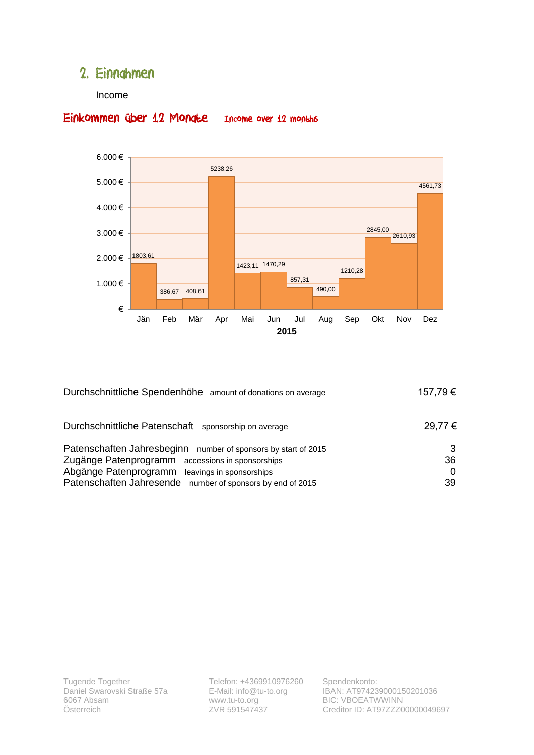## 2. Einnahmen

Income

### Einkommen über 12 Monate   Income over 12 months

| Monat (2015) | Betrag (€) |
|---|---|
| Jän | 1803,61 |
| Feb | 386,67 |
| Mär | 408,61 |
| Apr | 5238,26 |
| Mai | 1423,11 |
| Jun | 1470,29 |
| Jul | 857,31 |
| Aug | 490,00 |
| Sep | 1210,28 |
| Okt | 2845,00 |
| Nov | 2610,93 |
| Dez | 4561,73 |

| | |
|---|---|
| Durchschnittliche Spendenhöhe   amount of donations on average | 157,79 € |
| Durchschnittliche Patenschaft   sponsorship on average | 29,77 € |

| | |
|---|---|
| Patenschaften Jahresbeginn   number of sponsors by start of 2015 | 3 |
| Zugänge Patenprogramm   accessions in sponsorships | 36 |
| Abgänge Patenprogramm   leavings in sponsorships | 0 |
| Patenschaften Jahresende   number of sponsors by end of 2015 | 39 |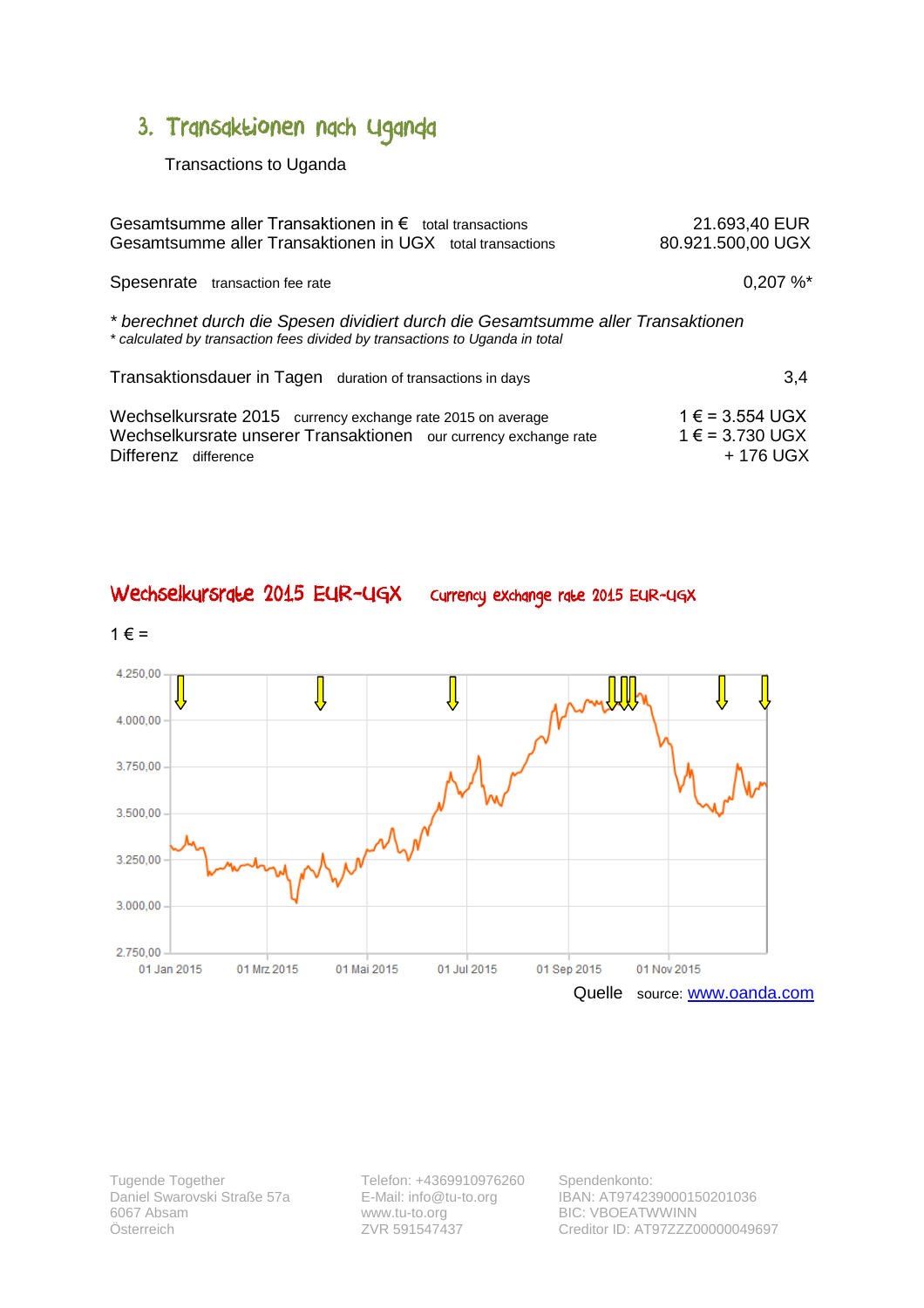## 3. Transaktionen nach Uganda

Transactions to Uganda

| | |
|---|---|
| Gesamtsumme aller Transaktionen in € total transactions | 21.693,40 EUR |
| Gesamtsumme aller Transaktionen in UGX total transactions | 80.921.500,00 UGX |
| Spesenrate transaction fee rate | 0,207 %* |

*\* berechnet durch die Spesen dividiert durch die Gesamtsumme aller Transaktionen*
*\* calculated by transaction fees divided by transactions to Uganda in total*

| | |
|---|---|
| Transaktionsdauer in Tagen duration of transactions in days | 3,4 |
| Wechselkursrate 2015 currency exchange rate 2015 on average | 1 € = 3.554 UGX |
| Wechselkursrate unserer Transaktionen our currency exchange rate | 1 € = 3.730 UGX |
| Differenz difference | + 176 UGX |

## Wechselkursrate 2015 EUR-UGX Currency exchange rate 2015 EUR-UGX

1 € =

Quelle source: www.oanda.com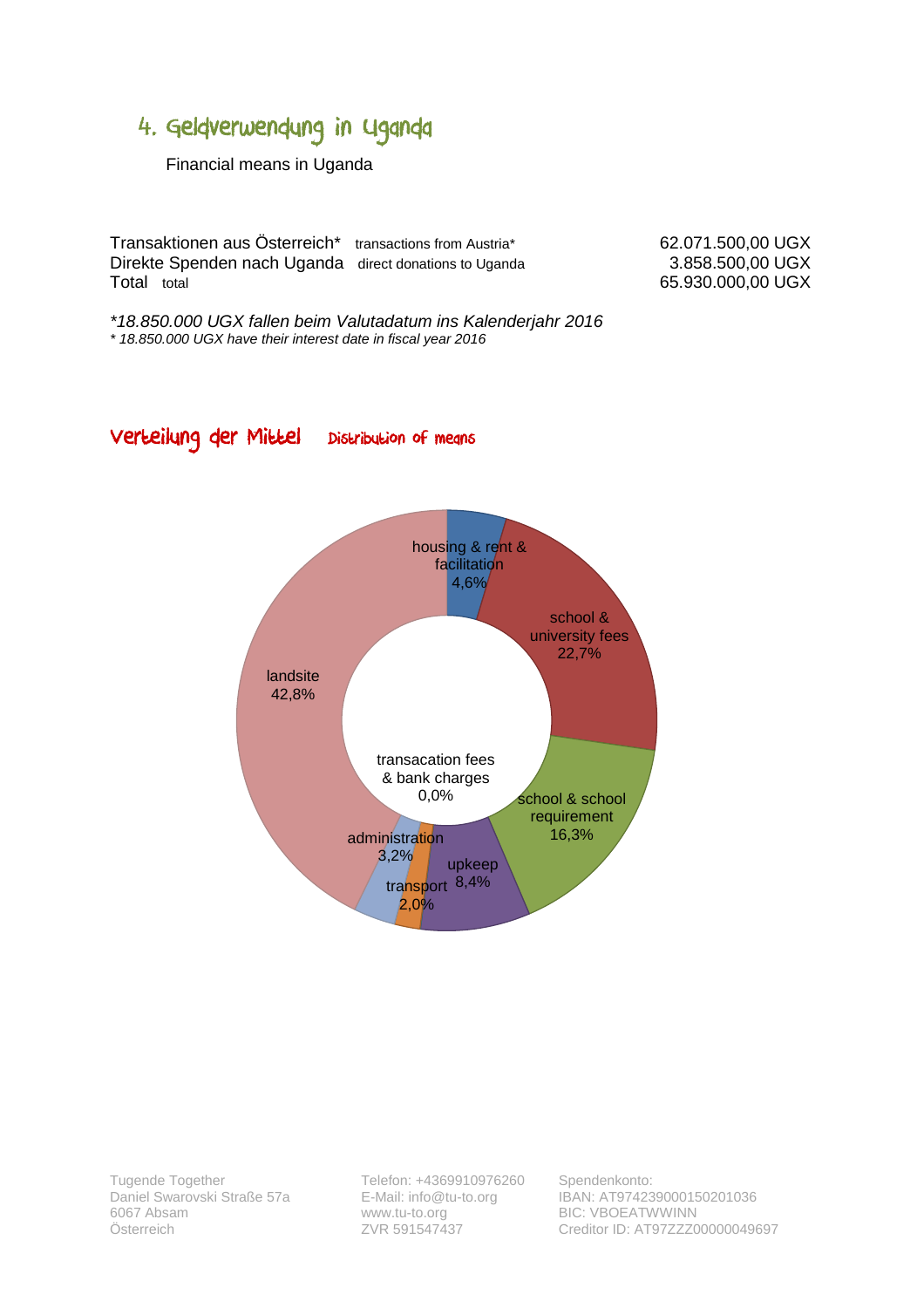## 4. Geldverwendung in Uganda

Financial means in Uganda

| | |
|---|---|
| Transaktionen aus Österreich* transactions from Austria* | 62.071.500,00 UGX |
| Direkte Spenden nach Uganda direct donations to Uganda | 3.858.500,00 UGX |
| Total total | 65.930.000,00 UGX |

*\*18.850.000 UGX fallen beim Valutadatum ins Kalenderjahr 2016*
*\* 18.850.000 UGX have their interest date in fiscal year 2016*

### Verteilung der Mittel Distribution of means

housing & rent & facilitation 4,6%
school & university fees 22,7%
school & school requirement 16,3%
upkeep 8,4%
transport 2,0%
administration 3,2%
landsite 42,8%
transacation fees & bank charges 0,0%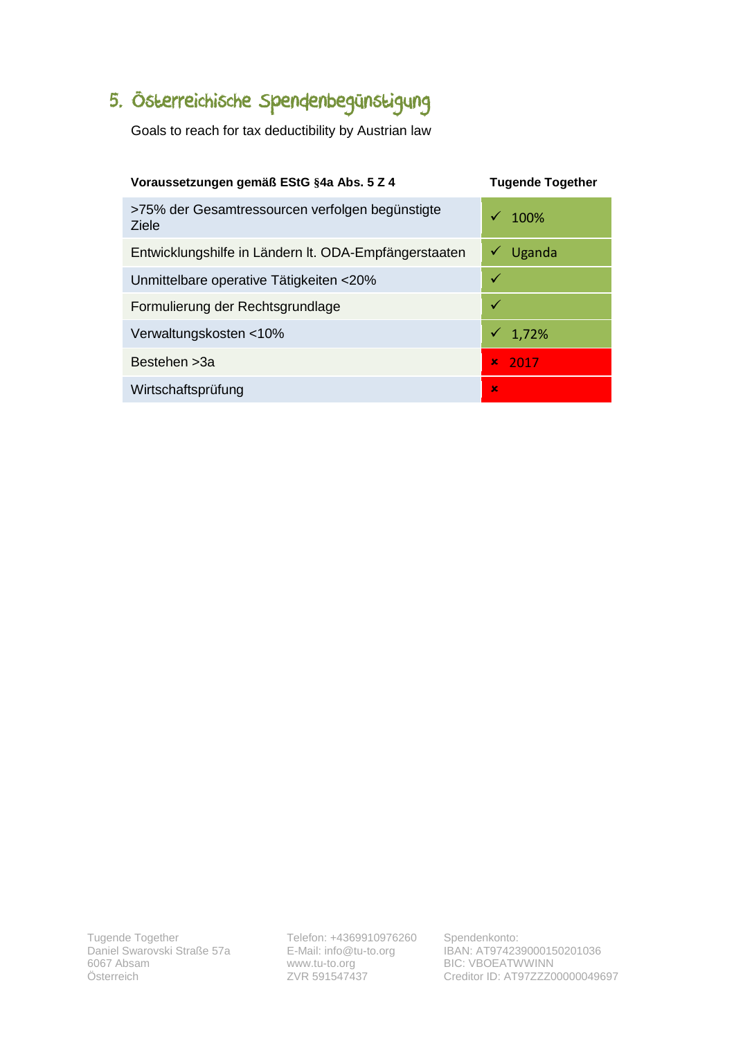## 5. Österreichische Spendenbegünstigung

Goals to reach for tax deductibility by Austrian law

| Voraussetzungen gemäß EStG §4a Abs. 5 Z 4 | Tugende Together |
|---|---|
| >75% der Gesamtressourcen verfolgen begünstigte Ziele | ✓ 100% |
| Entwicklungshilfe in Ländern lt. ODA-Empfängerstaaten | ✓ Uganda |
| Unmittelbare operative Tätigkeiten <20% | ✓ |
| Formulierung der Rechtsgrundlage | ✓ |
| Verwaltungskosten <10% | ✓ 1,72% |
| Bestehen >3a | × 2017 |
| Wirtschaftsprüfung | × |

Tugende Together
Daniel Swarovski Straße 57a
6067 Absam
Österreich

Telefon: +4369910976260
E-Mail: info@tu-to.org
www.tu-to.org
ZVR 591547437

Spendenkonto:
IBAN: AT974239000150201036
BIC: VBOEATWWINN
Creditor ID: AT97ZZZ00000049697